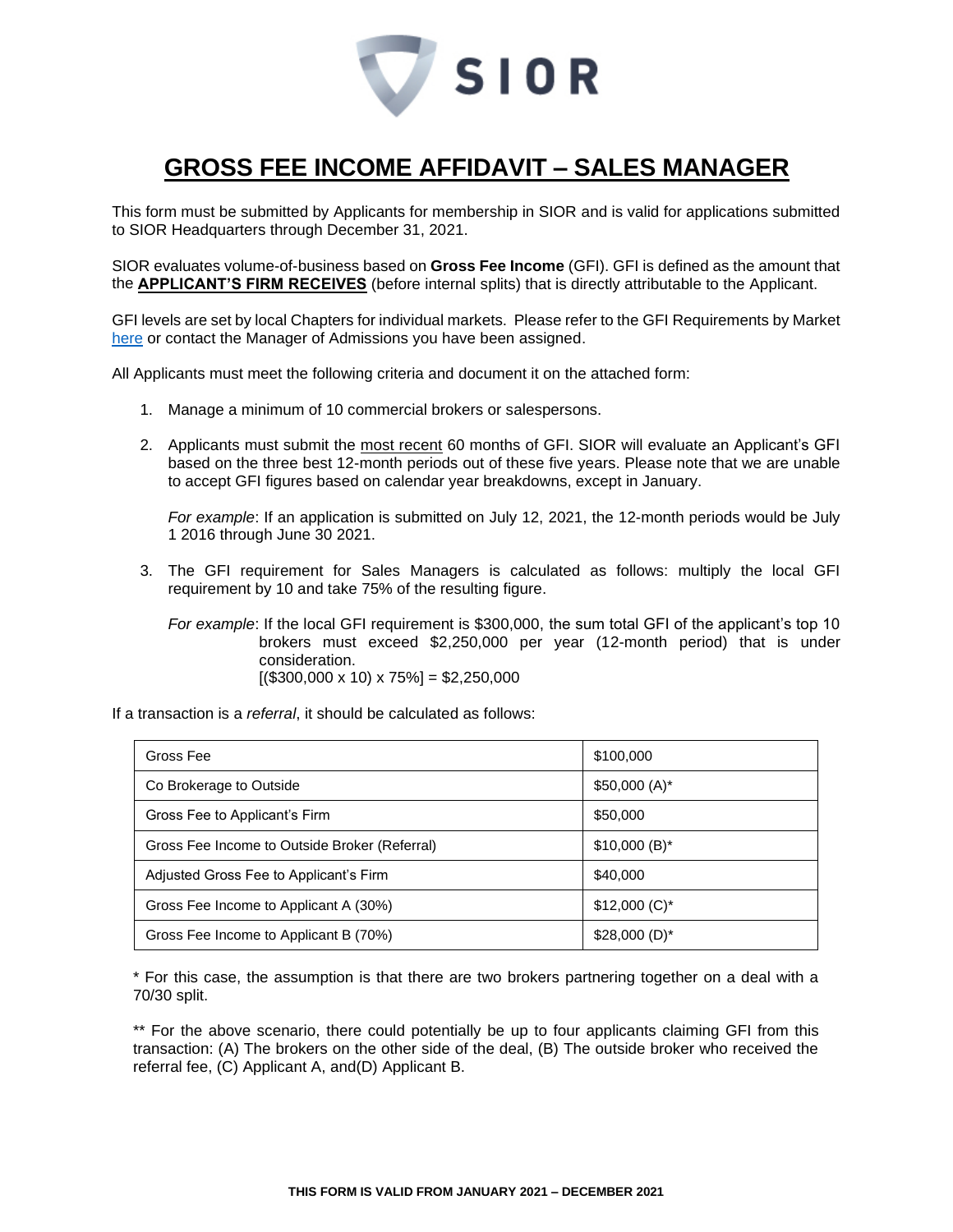# GROSS FEE INCOME AFFIDAVIT – SALES MANAGER

This form must be submitted by Applicants for membership in SIOR and is valid for applications submitted to SIOR Headquarters through December 31, 2021.

SIOR evaluates volume-of-business based on **Gross Fee Income** (GFI). GFI is defined as the amount that the **APPLICANT'S FIRM RECEIVES** (before internal splits) that is directly attributable to the Applicant.

GFI levels are set by local Chapters for individual markets. Please refer to the GFI Requirements by Market here or contact the Manager of Admissions you have been assigned.

All Applicants must meet the following criteria and document it on the attached form:

1. Manage a minimum of 10 commercial brokers or salespersons.
2. Applicants must submit the most recent 60 months of GFI. SIOR will evaluate an Applicant's GFI based on the three best 12-month periods out of these five years. Please note that we are unable to accept GFI figures based on calendar year breakdowns, except in January.

   *For example*: If an application is submitted on July 12, 2021, the 12-month periods would be July 1 2016 through June 30 2021.

3. The GFI requirement for Sales Managers is calculated as follows: multiply the local GFI requirement by 10 and take 75% of the resulting figure.

   *For example*: If the local GFI requirement is $300,000, the sum total GFI of the applicant's top 10 brokers must exceed $2,250,000 per year (12-month period) that is under consideration.
   [($300,000 x 10) x 75%] = $2,250,000

If a transaction is a *referral*, it should be calculated as follows:

| Gross Fee | $100,000 |
|---|---|
| Co Brokerage to Outside | $50,000 (A)* |
| Gross Fee to Applicant's Firm | $50,000 |
| Gross Fee Income to Outside Broker (Referral) | $10,000 (B)* |
| Adjusted Gross Fee to Applicant's Firm | $40,000 |
| Gross Fee Income to Applicant A (30%) | $12,000 (C)* |
| Gross Fee Income to Applicant B (70%) | $28,000 (D)* |

* For this case, the assumption is that there are two brokers partnering together on a deal with a 70/30 split.

** For the above scenario, there could potentially be up to four applicants claiming GFI from this transaction: (A) The brokers on the other side of the deal, (B) The outside broker who received the referral fee, (C) Applicant A, and(D) Applicant B.

**THIS FORM IS VALID FROM JANUARY 2021 – DECEMBER 2021**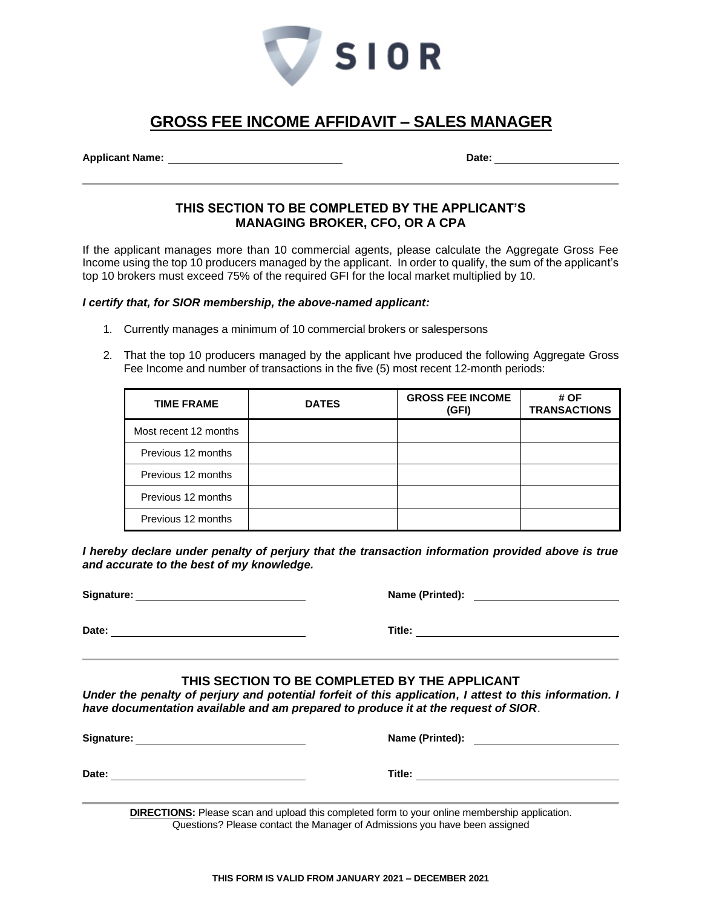SIOR

# GROSS FEE INCOME AFFIDAVIT – SALES MANAGER

**Applicant Name:** ______________________________ **Date:** ______________________

---

### THIS SECTION TO BE COMPLETED BY THE APPLICANT'S MANAGING BROKER, CFO, OR A CPA

If the applicant manages more than 10 commercial agents, please calculate the Aggregate Gross Fee Income using the top 10 producers managed by the applicant. In order to qualify, the sum of the applicant's top 10 brokers must exceed 75% of the required GFI for the local market multiplied by 10.

***I certify that, for SIOR membership, the above-named applicant:***

1. Currently manages a minimum of 10 commercial brokers or salespersons
2. That the top 10 producers managed by the applicant hve produced the following Aggregate Gross Fee Income and number of transactions in the five (5) most recent 12-month periods:

| TIME FRAME | DATES | GROSS FEE INCOME (GFI) | # OF TRANSACTIONS |
|---|---|---|---|
| Most recent 12 months | | | |
| Previous 12 months | | | |
| Previous 12 months | | | |
| Previous 12 months | | | |
| Previous 12 months | | | |

***I hereby declare under penalty of perjury that the transaction information provided above is true and accurate to the best of my knowledge.***

**Signature:** ______________________________ **Name (Printed):** ______________________________

**Date:** ______________________________ **Title:** ______________________________

---

### THIS SECTION TO BE COMPLETED BY THE APPLICANT

***Under the penalty of perjury and potential forfeit of this application, I attest to this information. I have documentation available and am prepared to produce it at the request of SIOR.***

**Signature:** ______________________________ **Name (Printed):** ______________________________

**Date:** ______________________________ **Title:** ______________________________

---

**DIRECTIONS:** Please scan and upload this completed form to your online membership application.
Questions? Please contact the Manager of Admissions you have been assigned

**THIS FORM IS VALID FROM JANUARY 2021 – DECEMBER 2021**